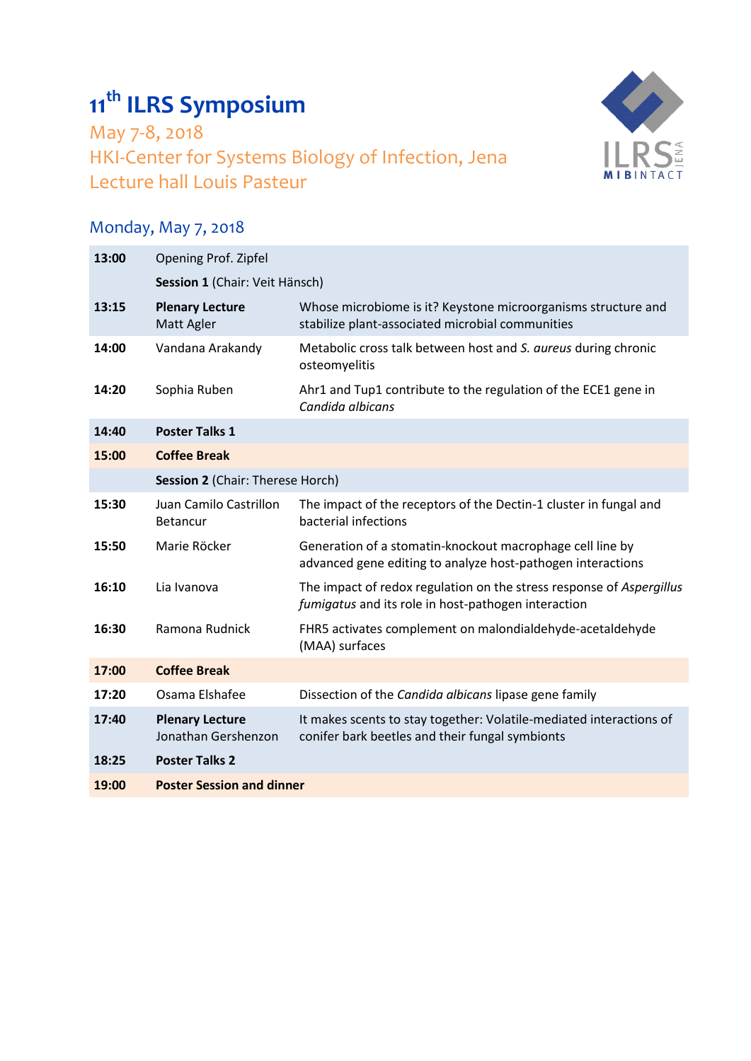# 11th ILRS Symposium

May 7-8, 2018

HKI-Center for Systems Biology of Infection, Jena

Lecture hall Louis Pasteur

ILRS JENA MIBINTACT

## Monday, May 7, 2018

| | | |
|---|---|---|
| **13:00** | Opening Prof. Zipfel | |
| | **Session 1** (Chair: Veit Hänsch) | |
| **13:15** | **Plenary Lecture** Matt Agler | Whose microbiome is it? Keystone microorganisms structure and stabilize plant-associated microbial communities |
| **14:00** | Vandana Arakandy | Metabolic cross talk between host and *S. aureus* during chronic osteomyelitis |
| **14:20** | Sophia Ruben | Ahr1 and Tup1 contribute to the regulation of the ECE1 gene in *Candida albicans* |
| **14:40** | **Poster Talks 1** | |
| **15:00** | **Coffee Break** | |
| | **Session 2** (Chair: Therese Horch) | |
| **15:30** | Juan Camilo Castrillon Betancur | The impact of the receptors of the Dectin-1 cluster in fungal and bacterial infections |
| **15:50** | Marie Röcker | Generation of a stomatin-knockout macrophage cell line by advanced gene editing to analyze host-pathogen interactions |
| **16:10** | Lia Ivanova | The impact of redox regulation on the stress response of *Aspergillus fumigatus* and its role in host-pathogen interaction |
| **16:30** | Ramona Rudnick | FHR5 activates complement on malondialdehyde-acetaldehyde (MAA) surfaces |
| **17:00** | **Coffee Break** | |
| **17:20** | Osama Elshafee | Dissection of the *Candida albicans* lipase gene family |
| **17:40** | **Plenary Lecture** Jonathan Gershenzon | It makes scents to stay together: Volatile-mediated interactions of conifer bark beetles and their fungal symbionts |
| **18:25** | **Poster Talks 2** | |
| **19:00** | **Poster Session and dinner** | |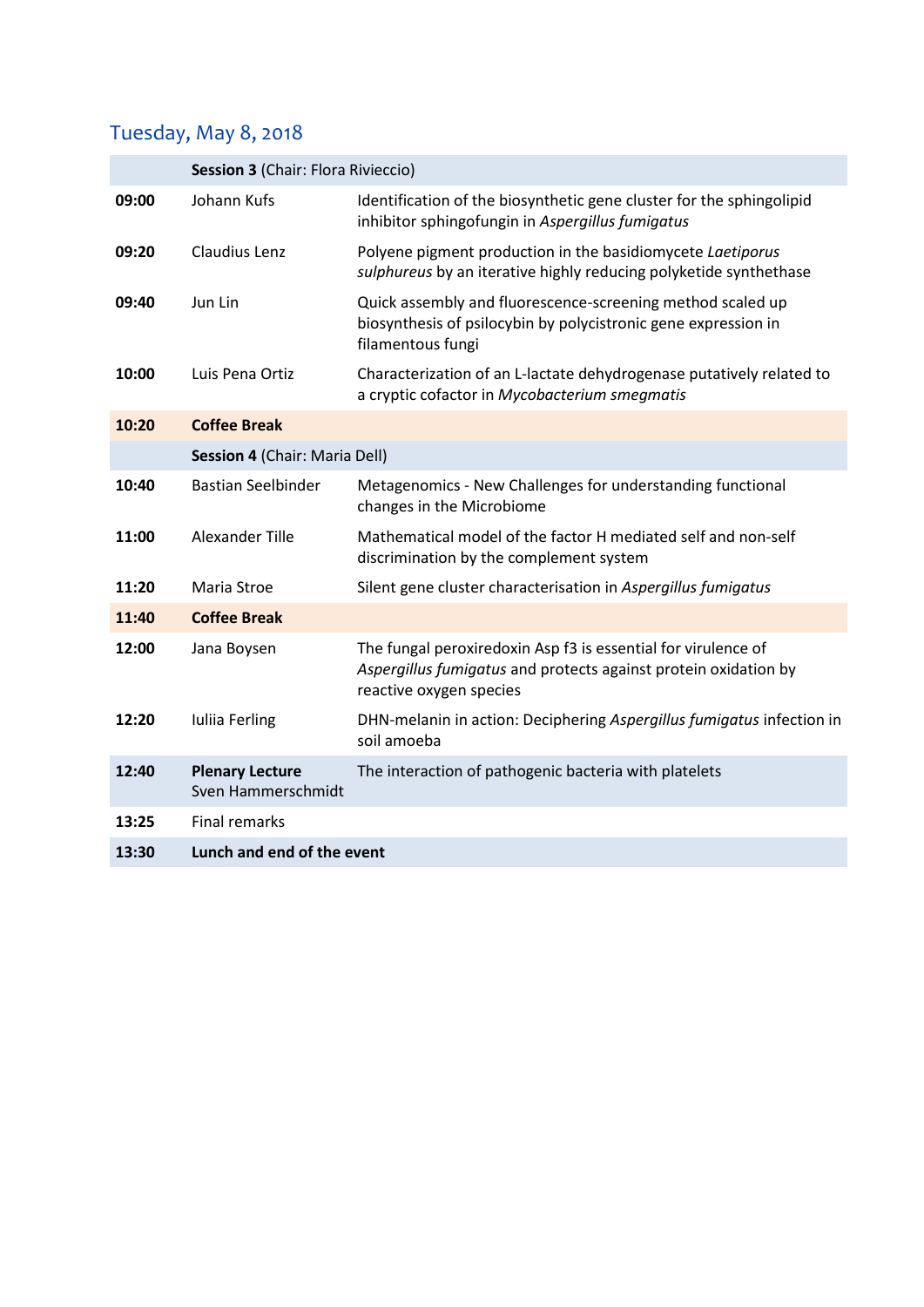## Tuesday, May 8, 2018

| | | |
|---|---|---|
| | **Session 3** (Chair: Flora Rivieccio) | |
| **09:00** | Johann Kufs | Identification of the biosynthetic gene cluster for the sphingolipid inhibitor sphingofungin in *Aspergillus fumigatus* |
| **09:20** | Claudius Lenz | Polyene pigment production in the basidiomycete *Laetiporus sulphureus* by an iterative highly reducing polyketide synthethase |
| **09:40** | Jun Lin | Quick assembly and fluorescence-screening method scaled up biosynthesis of psilocybin by polycistronic gene expression in filamentous fungi |
| **10:00** | Luis Pena Ortiz | Characterization of an L-lactate dehydrogenase putatively related to a cryptic cofactor in *Mycobacterium smegmatis* |
| **10:20** | **Coffee Break** | |
| | **Session 4** (Chair: Maria Dell) | |
| **10:40** | Bastian Seelbinder | Metagenomics - New Challenges for understanding functional changes in the Microbiome |
| **11:00** | Alexander Tille | Mathematical model of the factor H mediated self and non-self discrimination by the complement system |
| **11:20** | Maria Stroe | Silent gene cluster characterisation in *Aspergillus fumigatus* |
| **11:40** | **Coffee Break** | |
| **12:00** | Jana Boysen | The fungal peroxiredoxin Asp f3 is essential for virulence of *Aspergillus fumigatus* and protects against protein oxidation by reactive oxygen species |
| **12:20** | Iuliia Ferling | DHN-melanin in action: Deciphering *Aspergillus fumigatus* infection in soil amoeba |
| **12:40** | **Plenary Lecture** Sven Hammerschmidt | The interaction of pathogenic bacteria with platelets |
| **13:25** | Final remarks | |
| **13:30** | **Lunch and end of the event** | |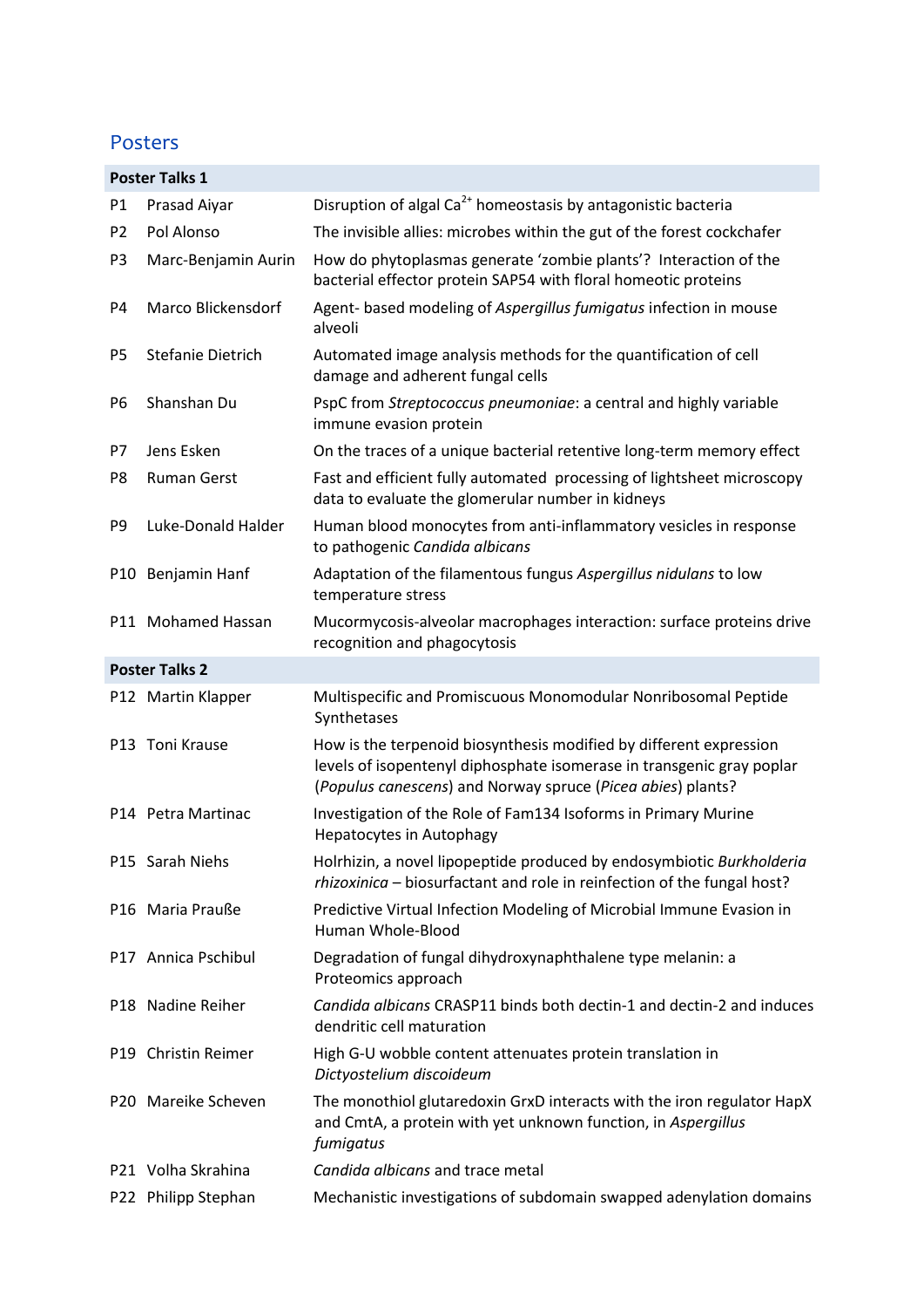## Posters

| | | |
|---|---|---|
| **Poster Talks 1** | | |
| P1 | Prasad Aiyar | Disruption of algal $Ca^{2+}$ homeostasis by antagonistic bacteria |
| P2 | Pol Alonso | The invisible allies: microbes within the gut of the forest cockchafer |
| P3 | Marc-Benjamin Aurin | How do phytoplasmas generate 'zombie plants'? Interaction of the bacterial effector protein SAP54 with floral homeotic proteins |
| P4 | Marco Blickensdorf | Agent- based modeling of *Aspergillus fumigatus* infection in mouse alveoli |
| P5 | Stefanie Dietrich | Automated image analysis methods for the quantification of cell damage and adherent fungal cells |
| P6 | Shanshan Du | PspC from *Streptococcus pneumoniae*: a central and highly variable immune evasion protein |
| P7 | Jens Esken | On the traces of a unique bacterial retentive long-term memory effect |
| P8 | Ruman Gerst | Fast and efficient fully automated processing of lightsheet microscopy data to evaluate the glomerular number in kidneys |
| P9 | Luke-Donald Halder | Human blood monocytes from anti-inflammatory vesicles in response to pathogenic *Candida albicans* |
| P10 | Benjamin Hanf | Adaptation of the filamentous fungus *Aspergillus nidulans* to low temperature stress |
| P11 | Mohamed Hassan | Mucormycosis-alveolar macrophages interaction: surface proteins drive recognition and phagocytosis |
| **Poster Talks 2** | | |
| P12 | Martin Klapper | Multispecific and Promiscuous Monomodular Nonribosomal Peptide Synthetases |
| P13 | Toni Krause | How is the terpenoid biosynthesis modified by different expression levels of isopentenyl diphosphate isomerase in transgenic gray poplar (*Populus canescens*) and Norway spruce (*Picea abies*) plants? |
| P14 | Petra Martinac | Investigation of the Role of Fam134 Isoforms in Primary Murine Hepatocytes in Autophagy |
| P15 | Sarah Niehs | Holrhizin, a novel lipopeptide produced by endosymbiotic *Burkholderia rhizoxinica* – biosurfactant and role in reinfection of the fungal host? |
| P16 | Maria Praußе | Predictive Virtual Infection Modeling of Microbial Immune Evasion in Human Whole-Blood |
| P17 | Annica Pschibul | Degradation of fungal dihydroxynaphthalene type melanin: a Proteomics approach |
| P18 | Nadine Reiher | *Candida albicans* CRASP11 binds both dectin-1 and dectin-2 and induces dendritic cell maturation |
| P19 | Christin Reimer | High G-U wobble content attenuates protein translation in *Dictyostelium discoideum* |
| P20 | Mareike Scheven | The monothiol glutaredoxin GrxD interacts with the iron regulator HapX and CmtA, a protein with yet unknown function, in *Aspergillus fumigatus* |
| P21 | Volha Skrahina | *Candida albicans* and trace metal |
| P22 | Philipp Stephan | Mechanistic investigations of subdomain swapped adenylation domains |